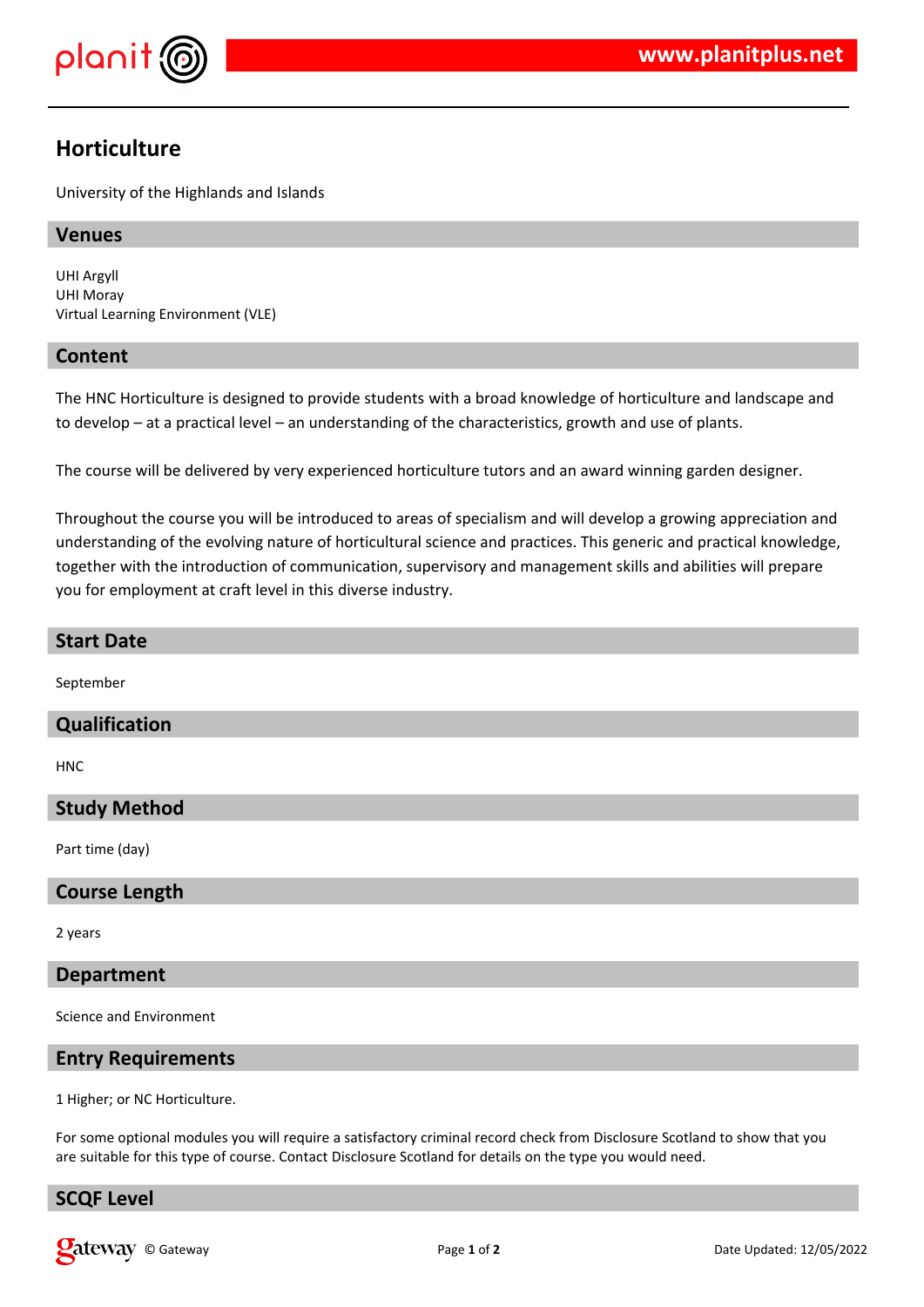# Horticulture

University of the Highlands and Islands

## Venues

UHI Argyll
UHI Moray
Virtual Learning Environment (VLE)

## Content

The HNC Horticulture is designed to provide students with a broad knowledge of horticulture and landscape and to develop – at a practical level – an understanding of the characteristics, growth and use of plants.

The course will be delivered by very experienced horticulture tutors and an award winning garden designer.

Throughout the course you will be introduced to areas of specialism and will develop a growing appreciation and understanding of the evolving nature of horticultural science and practices. This generic and practical knowledge, together with the introduction of communication, supervisory and management skills and abilities will prepare you for employment at craft level in this diverse industry.

## Start Date

September

## Qualification

HNC

## Study Method

Part time (day)

## Course Length

2 years

## Department

Science and Environment

## Entry Requirements

1 Higher; or NC Horticulture.

For some optional modules you will require a satisfactory criminal record check from Disclosure Scotland to show that you are suitable for this type of course. Contact Disclosure Scotland for details on the type you would need.

## SCQF Level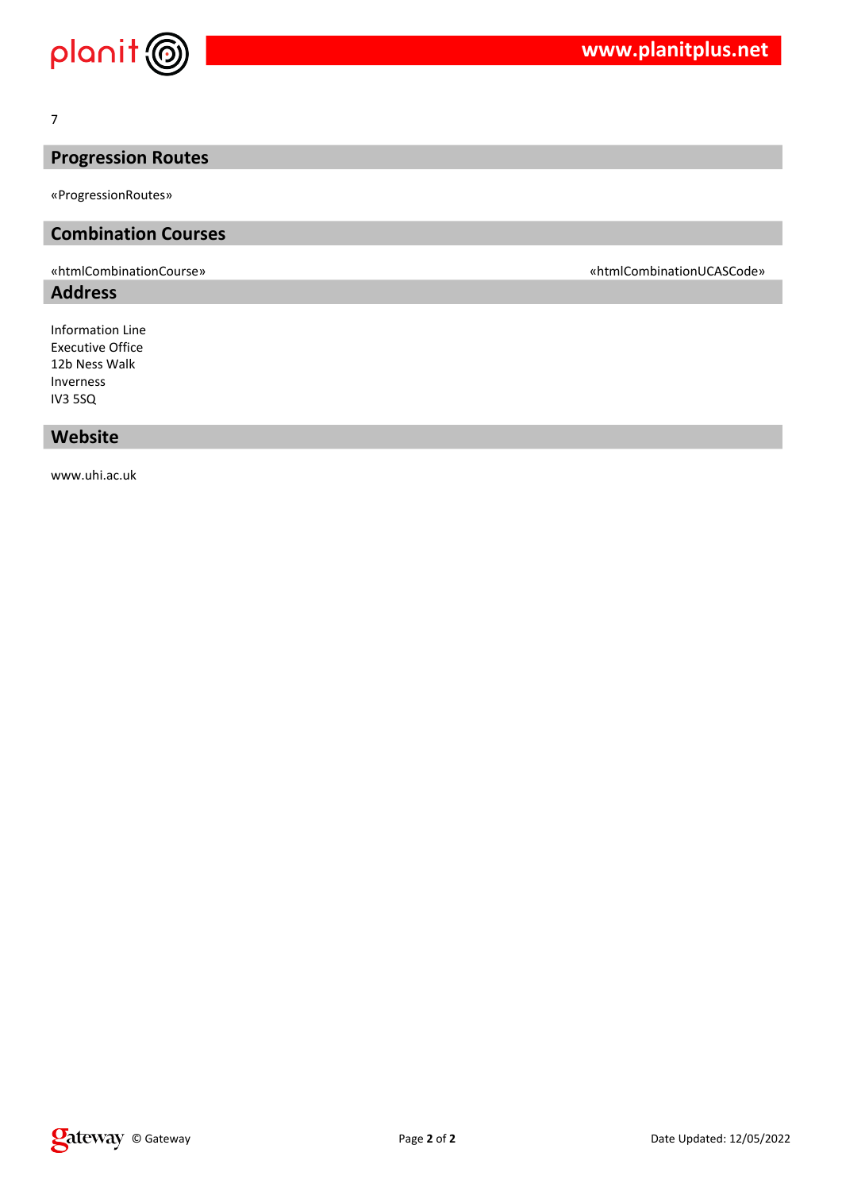7

## Progression Routes

«ProgressionRoutes»

## Combination Courses

«htmlCombinationCourse» «htmlCombinationUCASCode»

## Address

Information Line
Executive Office
12b Ness Walk
Inverness
IV3 5SQ

## Website

www.uhi.ac.uk